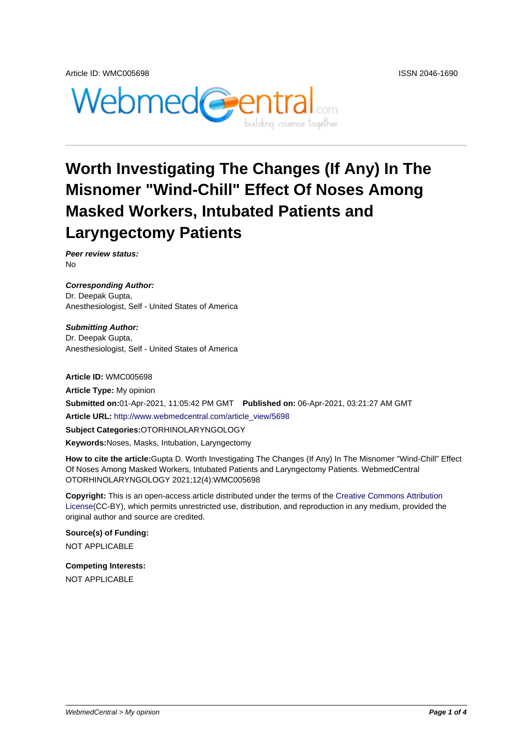Article ID: WMC005698 ISSN 2046-1690

# Worth Investigating The Changes (If Any) In The Misnomer "Wind-Chill" Effect Of Noses Among Masked Workers, Intubated Patients and Laryngectomy Patients

***Peer review status:***
No

***Corresponding Author:***
Dr. Deepak Gupta,
Anesthesiologist, Self - United States of America

***Submitting Author:***
Dr. Deepak Gupta,
Anesthesiologist, Self - United States of America

**Article ID:** WMC005698

**Article Type:** My opinion

**Submitted on:** 01-Apr-2021, 11:05:42 PM GMT **Published on:** 06-Apr-2021, 03:21:27 AM GMT

**Article URL:** http://www.webmedcentral.com/article_view/5698

**Subject Categories:** OTORHINOLARYNGOLOGY

**Keywords:** Noses, Masks, Intubation, Laryngectomy

**How to cite the article:** Gupta D. Worth Investigating The Changes (If Any) In The Misnomer "Wind-Chill" Effect Of Noses Among Masked Workers, Intubated Patients and Laryngectomy Patients. WebmedCentral OTORHINOLARYNGOLOGY 2021;12(4):WMC005698

**Copyright:** This is an open-access article distributed under the terms of the Creative Commons Attribution License(CC-BY), which permits unrestricted use, distribution, and reproduction in any medium, provided the original author and source are credited.

**Source(s) of Funding:**

NOT APPLICABLE

**Competing Interests:**

NOT APPLICABLE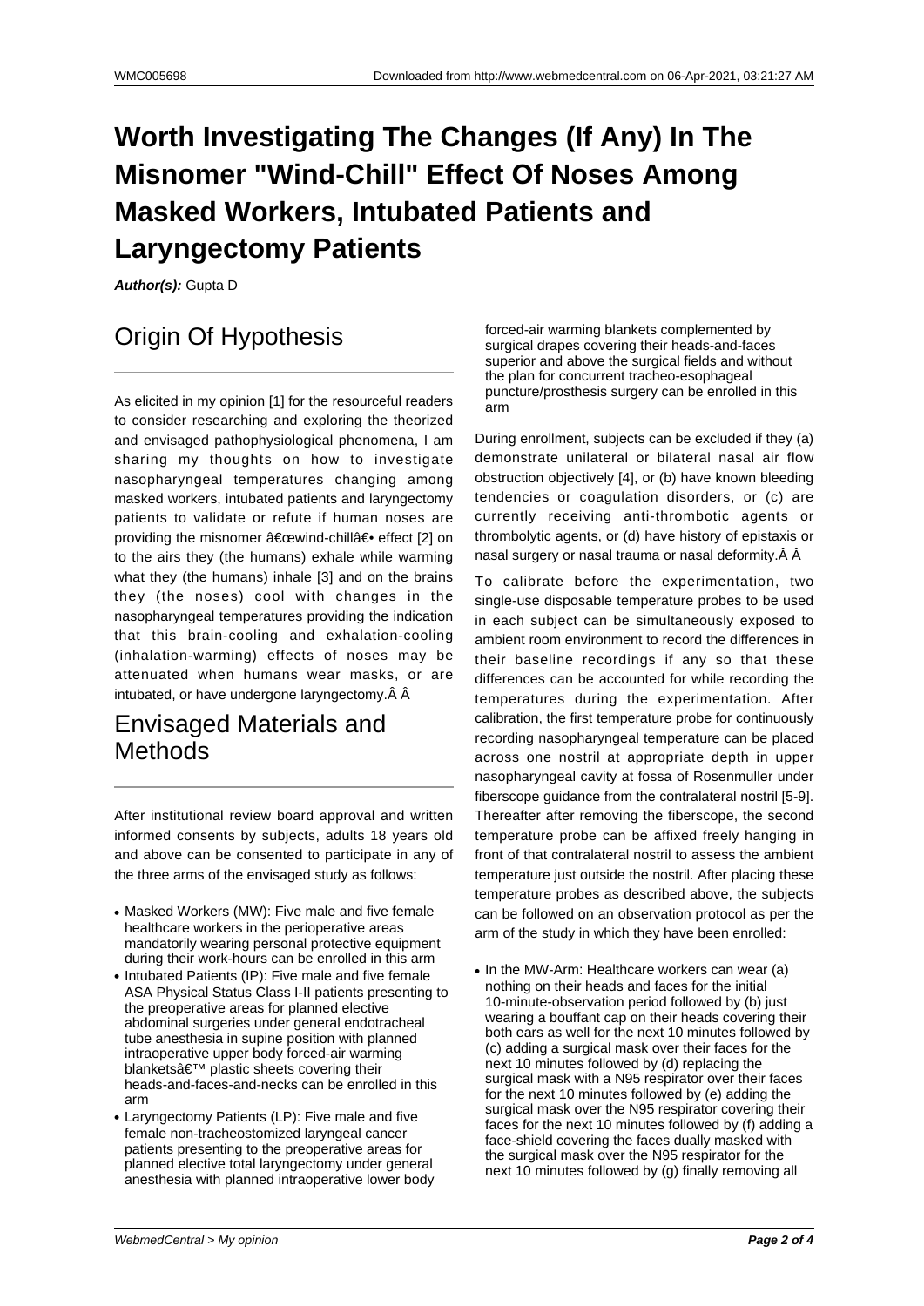# Worth Investigating The Changes (If Any) In The Misnomer "Wind-Chill" Effect Of Noses Among Masked Workers, Intubated Patients and Laryngectomy Patients

***Author(s):*** Gupta D

## Origin Of Hypothesis

As elicited in my opinion [1] for the resourceful readers to consider researching and exploring the theorized and envisaged pathophysiological phenomena, I am sharing my thoughts on how to investigate nasopharyngeal temperatures changing among masked workers, intubated patients and laryngectomy patients to validate or refute if human noses are providing the misnomer â€œwind-chillâ€• effect [2] on to the airs they (the humans) exhale while warming what they (the humans) inhale [3] and on the brains they (the noses) cool with changes in the nasopharyngeal temperatures providing the indication that this brain-cooling and exhalation-cooling (inhalation-warming) effects of noses may be attenuated when humans wear masks, or are intubated, or have undergone laryngectomy.Â Â

## Envisaged Materials and Methods

After institutional review board approval and written informed consents by subjects, adults 18 years old and above can be consented to participate in any of the three arms of the envisaged study as follows:

- Masked Workers (MW): Five male and five female healthcare workers in the perioperative areas mandatorily wearing personal protective equipment during their work-hours can be enrolled in this arm
- Intubated Patients (IP): Five male and five female ASA Physical Status Class I-II patients presenting to the preoperative areas for planned elective abdominal surgeries under general endotracheal tube anesthesia in supine position with planned intraoperative upper body forced-air warming blanketsâ€™ plastic sheets covering their heads-and-faces-and-necks can be enrolled in this arm
- Laryngectomy Patients (LP): Five male and five female non-tracheostomized laryngeal cancer patients presenting to the preoperative areas for planned elective total laryngectomy under general anesthesia with planned intraoperative lower body forced-air warming blankets complemented by surgical drapes covering their heads-and-faces superior and above the surgical fields and without the plan for concurrent tracheo-esophageal puncture/prosthesis surgery can be enrolled in this arm

During enrollment, subjects can be excluded if they (a) demonstrate unilateral or bilateral nasal air flow obstruction objectively [4], or (b) have known bleeding tendencies or coagulation disorders, or (c) are currently receiving anti-thrombotic agents or thrombolytic agents, or (d) have history of epistaxis or nasal surgery or nasal trauma or nasal deformity.Â Â

To calibrate before the experimentation, two single-use disposable temperature probes to be used in each subject can be simultaneously exposed to ambient room environment to record the differences in their baseline recordings if any so that these differences can be accounted for while recording the temperatures during the experimentation. After calibration, the first temperature probe for continuously recording nasopharyngeal temperature can be placed across one nostril at appropriate depth in upper nasopharyngeal cavity at fossa of Rosenmuller under fiberscope guidance from the contralateral nostril [5-9]. Thereafter after removing the fiberscope, the second temperature probe can be affixed freely hanging in front of that contralateral nostril to assess the ambient temperature just outside the nostril. After placing these temperature probes as described above, the subjects can be followed on an observation protocol as per the arm of the study in which they have been enrolled:

- In the MW-Arm: Healthcare workers can wear (a) nothing on their heads and faces for the initial 10-minute-observation period followed by (b) just wearing a bouffant cap on their heads covering their both ears as well for the next 10 minutes followed by (c) adding a surgical mask over their faces for the next 10 minutes followed by (d) replacing the surgical mask with a N95 respirator over their faces for the next 10 minutes followed by (e) adding the surgical mask over the N95 respirator covering their faces for the next 10 minutes followed by (f) adding a face-shield covering the faces dually masked with the surgical mask over the N95 respirator for the next 10 minutes followed by (g) finally removing all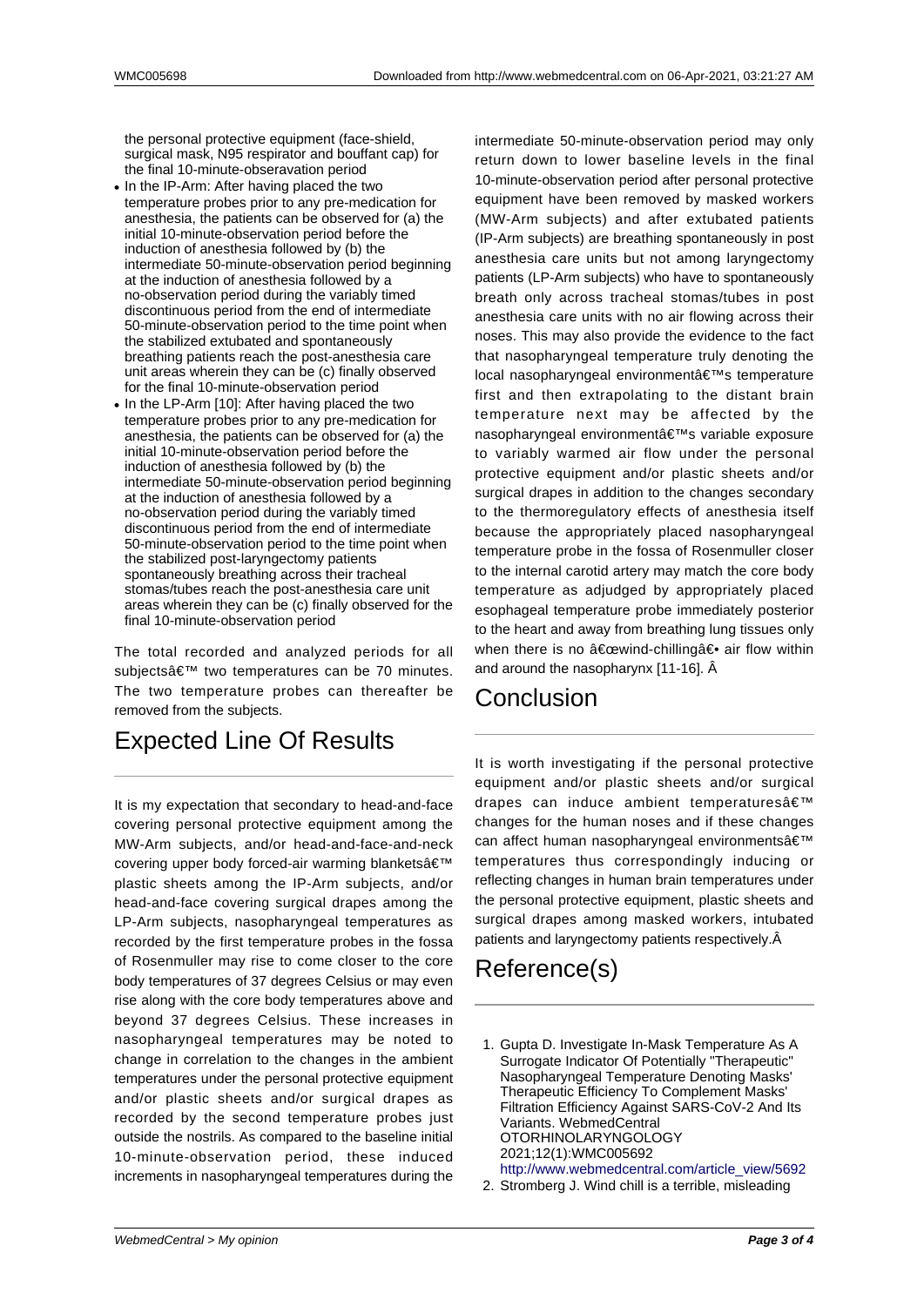the personal protective equipment (face-shield, surgical mask, N95 respirator and bouffant cap) for the final 10-minute-obseravation period

- In the IP-Arm: After having placed the two temperature probes prior to any pre-medication for anesthesia, the patients can be observed for (a) the initial 10-minute-observation period before the induction of anesthesia followed by (b) the intermediate 50-minute-observation period beginning at the induction of anesthesia followed by a no-observation period during the variably timed discontinuous period from the end of intermediate 50-minute-observation period to the time point when the stabilized extubated and spontaneously breathing patients reach the post-anesthesia care unit areas wherein they can be (c) finally observed for the final 10-minute-observation period
- In the LP-Arm [10]: After having placed the two temperature probes prior to any pre-medication for anesthesia, the patients can be observed for (a) the initial 10-minute-observation period before the induction of anesthesia followed by (b) the intermediate 50-minute-observation period beginning at the induction of anesthesia followed by a no-observation period during the variably timed discontinuous period from the end of intermediate 50-minute-observation period to the time point when the stabilized post-laryngectomy patients spontaneously breathing across their tracheal stomas/tubes reach the post-anesthesia care unit areas wherein they can be (c) finally observed for the final 10-minute-observation period

The total recorded and analyzed periods for all subjectsâ€™ two temperatures can be 70 minutes. The two temperature probes can thereafter be removed from the subjects.

# Expected Line Of Results

It is my expectation that secondary to head-and-face covering personal protective equipment among the MW-Arm subjects, and/or head-and-face-and-neck covering upper body forced-air warming blanketsâ€™ plastic sheets among the IP-Arm subjects, and/or head-and-face covering surgical drapes among the LP-Arm subjects, nasopharyngeal temperatures as recorded by the first temperature probes in the fossa of Rosenmuller may rise to come closer to the core body temperatures of 37 degrees Celsius or may even rise along with the core body temperatures above and beyond 37 degrees Celsius. These increases in nasopharyngeal temperatures may be noted to change in correlation to the changes in the ambient temperatures under the personal protective equipment and/or plastic sheets and/or surgical drapes as recorded by the second temperature probes just outside the nostrils. As compared to the baseline initial 10-minute-observation period, these induced increments in nasopharyngeal temperatures during the intermediate 50-minute-observation period may only return down to lower baseline levels in the final 10-minute-observation period after personal protective equipment have been removed by masked workers (MW-Arm subjects) and after extubated patients (IP-Arm subjects) are breathing spontaneously in post anesthesia care units but not among laryngectomy patients (LP-Arm subjects) who have to spontaneously breath only across tracheal stomas/tubes in post anesthesia care units with no air flowing across their noses. This may also provide the evidence to the fact that nasopharyngeal temperature truly denoting the local nasopharyngeal environmentâ€™s temperature first and then extrapolating to the distant brain temperature next may be affected by the nasopharyngeal environmentâ€™s variable exposure to variably warmed air flow under the personal protective equipment and/or plastic sheets and/or surgical drapes in addition to the changes secondary to the thermoregulatory effects of anesthesia itself because the appropriately placed nasopharyngeal temperature probe in the fossa of Rosenmuller closer to the internal carotid artery may match the core body temperature as adjudged by appropriately placed esophageal temperature probe immediately posterior to the heart and away from breathing lung tissues only when there is no â€œwind-chillingâ€• air flow within and around the nasopharynx [11-16]. Â

# Conclusion

It is worth investigating if the personal protective equipment and/or plastic sheets and/or surgical drapes can induce ambient temperaturesâ€™ changes for the human noses and if these changes can affect human nasopharyngeal environmentsâ€™ temperatures thus correspondingly inducing or reflecting changes in human brain temperatures under the personal protective equipment, plastic sheets and surgical drapes among masked workers, intubated patients and laryngectomy patients respectively.Â

# Reference(s)

1. Gupta D. Investigate In-Mask Temperature As A Surrogate Indicator Of Potentially "Therapeutic" Nasopharyngeal Temperature Denoting Masks' Therapeutic Efficiency To Complement Masks' Filtration Efficiency Against SARS-CoV-2 And Its Variants. WebmedCentral OTORHINOLARYNGOLOGY 2021;12(1):WMC005692 http://www.webmedcentral.com/article_view/5692
2. Stromberg J. Wind chill is a terrible, misleading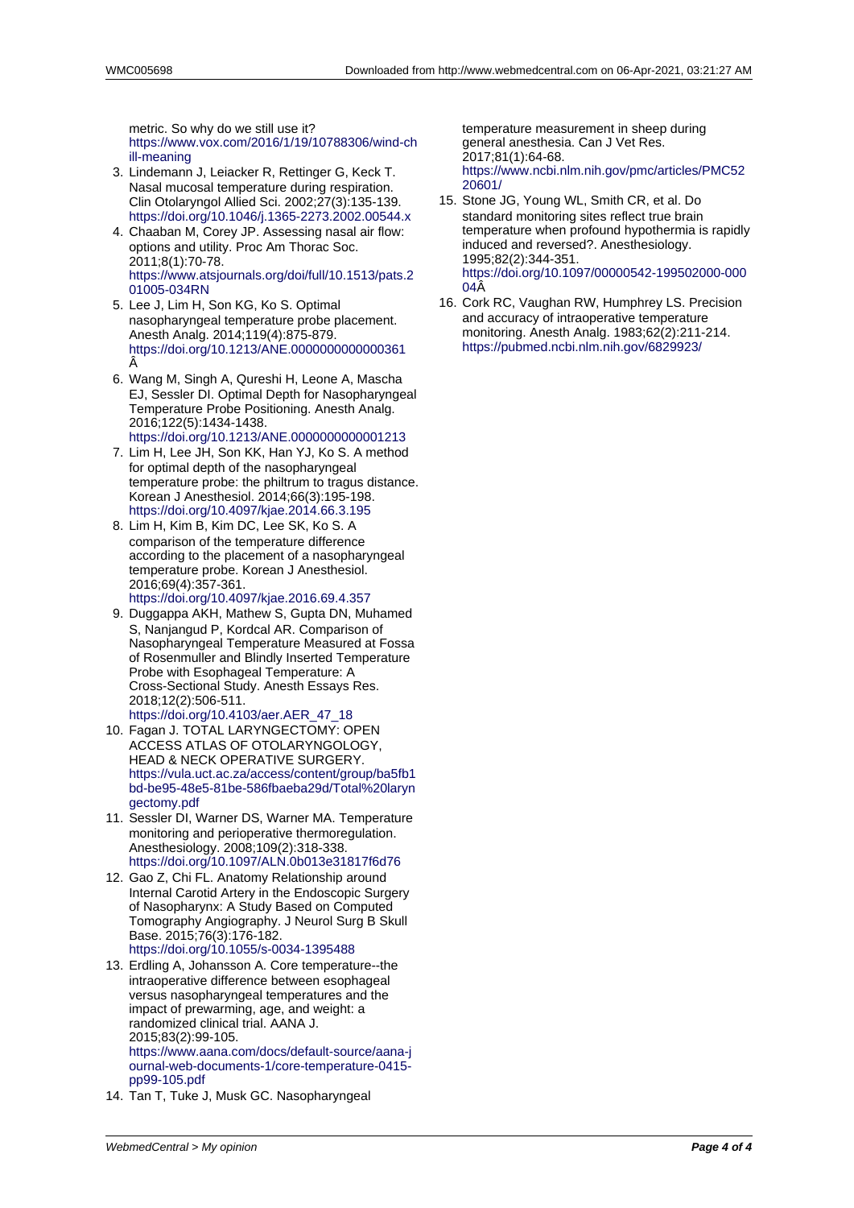metric. So why do we still use it? https://www.vox.com/2016/1/19/10788306/wind-chill-meaning

3. Lindemann J, Leiacker R, Rettinger G, Keck T. Nasal mucosal temperature during respiration. Clin Otolaryngol Allied Sci. 2002;27(3):135-139. https://doi.org/10.1046/j.1365-2273.2002.00544.x
4. Chaaban M, Corey JP. Assessing nasal air flow: options and utility. Proc Am Thorac Soc. 2011;8(1):70-78. https://www.atsjournals.org/doi/full/10.1513/pats.201005-034RN
5. Lee J, Lim H, Son KG, Ko S. Optimal nasopharyngeal temperature probe placement. Anesth Analg. 2014;119(4):875-879. https://doi.org/10.1213/ANE.0000000000000361 Â
6. Wang M, Singh A, Qureshi H, Leone A, Mascha EJ, Sessler DI. Optimal Depth for Nasopharyngeal Temperature Probe Positioning. Anesth Analg. 2016;122(5):1434-1438. https://doi.org/10.1213/ANE.0000000000001213
7. Lim H, Lee JH, Son KK, Han YJ, Ko S. A method for optimal depth of the nasopharyngeal temperature probe: the philtrum to tragus distance. Korean J Anesthesiol. 2014;66(3):195-198. https://doi.org/10.4097/kjae.2014.66.3.195
8. Lim H, Kim B, Kim DC, Lee SK, Ko S. A comparison of the temperature difference according to the placement of a nasopharyngeal temperature probe. Korean J Anesthesiol. 2016;69(4):357-361. https://doi.org/10.4097/kjae.2016.69.4.357
9. Duggappa AKH, Mathew S, Gupta DN, Muhamed S, Nanjangud P, Kordcal AR. Comparison of Nasopharyngeal Temperature Measured at Fossa of Rosenmuller and Blindly Inserted Temperature Probe with Esophageal Temperature: A Cross-Sectional Study. Anesth Essays Res. 2018;12(2):506-511. https://doi.org/10.4103/aer.AER_47_18
10. Fagan J. TOTAL LARYNGECTOMY: OPEN ACCESS ATLAS OF OTOLARYNGOLOGY, HEAD & NECK OPERATIVE SURGERY. https://vula.uct.ac.za/access/content/group/ba5fb1bd-be95-48e5-81be-586fbaeba29d/Total%20laryngectomy.pdf
11. Sessler DI, Warner DS, Warner MA. Temperature monitoring and perioperative thermoregulation. Anesthesiology. 2008;109(2):318-338. https://doi.org/10.1097/ALN.0b013e31817f6d76
12. Gao Z, Chi FL. Anatomy Relationship around Internal Carotid Artery in the Endoscopic Surgery of Nasopharynx: A Study Based on Computed Tomography Angiography. J Neurol Surg B Skull Base. 2015;76(3):176-182. https://doi.org/10.1055/s-0034-1395488
13. Erdling A, Johansson A. Core temperature--the intraoperative difference between esophageal versus nasopharyngeal temperatures and the impact of prewarming, age, and weight: a randomized clinical trial. AANA J. 2015;83(2):99-105. https://www.aana.com/docs/default-source/aana-journal-web-documents-1/core-temperature-0415-pp99-105.pdf
14. Tan T, Tuke J, Musk GC. Nasopharyngeal temperature measurement in sheep during general anesthesia. Can J Vet Res. 2017;81(1):64-68. https://www.ncbi.nlm.nih.gov/pmc/articles/PMC5220601/
15. Stone JG, Young WL, Smith CR, et al. Do standard monitoring sites reflect true brain temperature when profound hypothermia is rapidly induced and reversed?. Anesthesiology. 1995;82(2):344-351. https://doi.org/10.1097/00000542-199502000-00004Â
16. Cork RC, Vaughan RW, Humphrey LS. Precision and accuracy of intraoperative temperature monitoring. Anesth Analg. 1983;62(2):211-214. https://pubmed.ncbi.nlm.nih.gov/6829923/